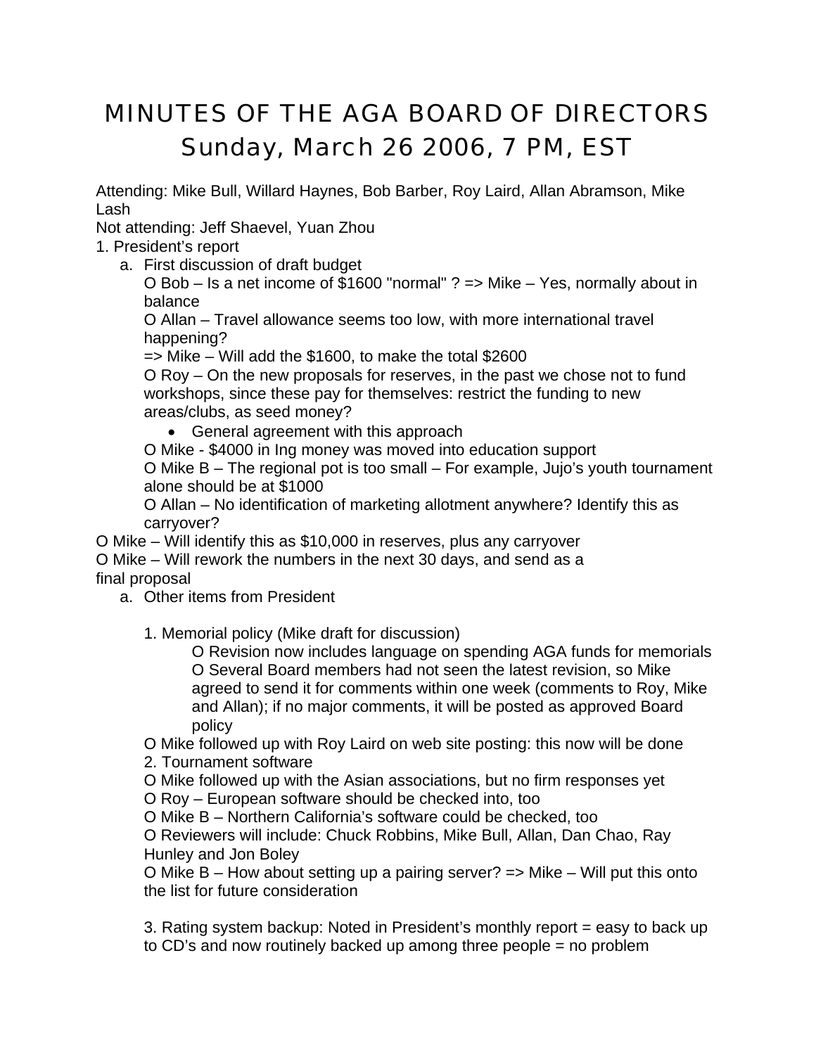# MINUTES OF THE AGA BOARD OF DIRECTORS
## Sunday, March 26 2006, 7 PM, EST

Attending: Mike Bull, Willard Haynes, Bob Barber, Roy Laird, Allan Abramson, Mike Lash

Not attending: Jeff Shaevel, Yuan Zhou

1. President's report
   a. First discussion of draft budget
      O Bob – Is a net income of $1600 "normal" ? => Mike – Yes, normally about in balance
      O Allan – Travel allowance seems too low, with more international travel happening?
      => Mike – Will add the $1600, to make the total $2600
      O Roy – On the new proposals for reserves, in the past we chose not to fund workshops, since these pay for themselves: restrict the funding to new areas/clubs, as seed money?
      - General agreement with this approach

      O Mike - $4000 in Ing money was moved into education support
      O Mike B – The regional pot is too small – For example, Jujo's youth tournament alone should be at $1000
      O Allan – No identification of marketing allotment anywhere? Identify this as carryover?

O Mike – Will identify this as $10,000 in reserves, plus any carryover
O Mike – Will rework the numbers in the next 30 days, and send as a final proposal

   a. Other items from President

      1. Memorial policy (Mike draft for discussion)
         O Revision now includes language on spending AGA funds for memorials
         O Several Board members had not seen the latest revision, so Mike agreed to send it for comments within one week (comments to Roy, Mike and Allan); if no major comments, it will be posted as approved Board policy

      O Mike followed up with Roy Laird on web site posting: this now will be done

      2. Tournament software
      O Mike followed up with the Asian associations, but no firm responses yet
      O Roy – European software should be checked into, too
      O Mike B – Northern California's software could be checked, too
      O Reviewers will include: Chuck Robbins, Mike Bull, Allan, Dan Chao, Ray Hunley and Jon Boley
      O Mike B – How about setting up a pairing server? => Mike – Will put this onto the list for future consideration

      3. Rating system backup: Noted in President's monthly report = easy to back up to CD's and now routinely backed up among three people = no problem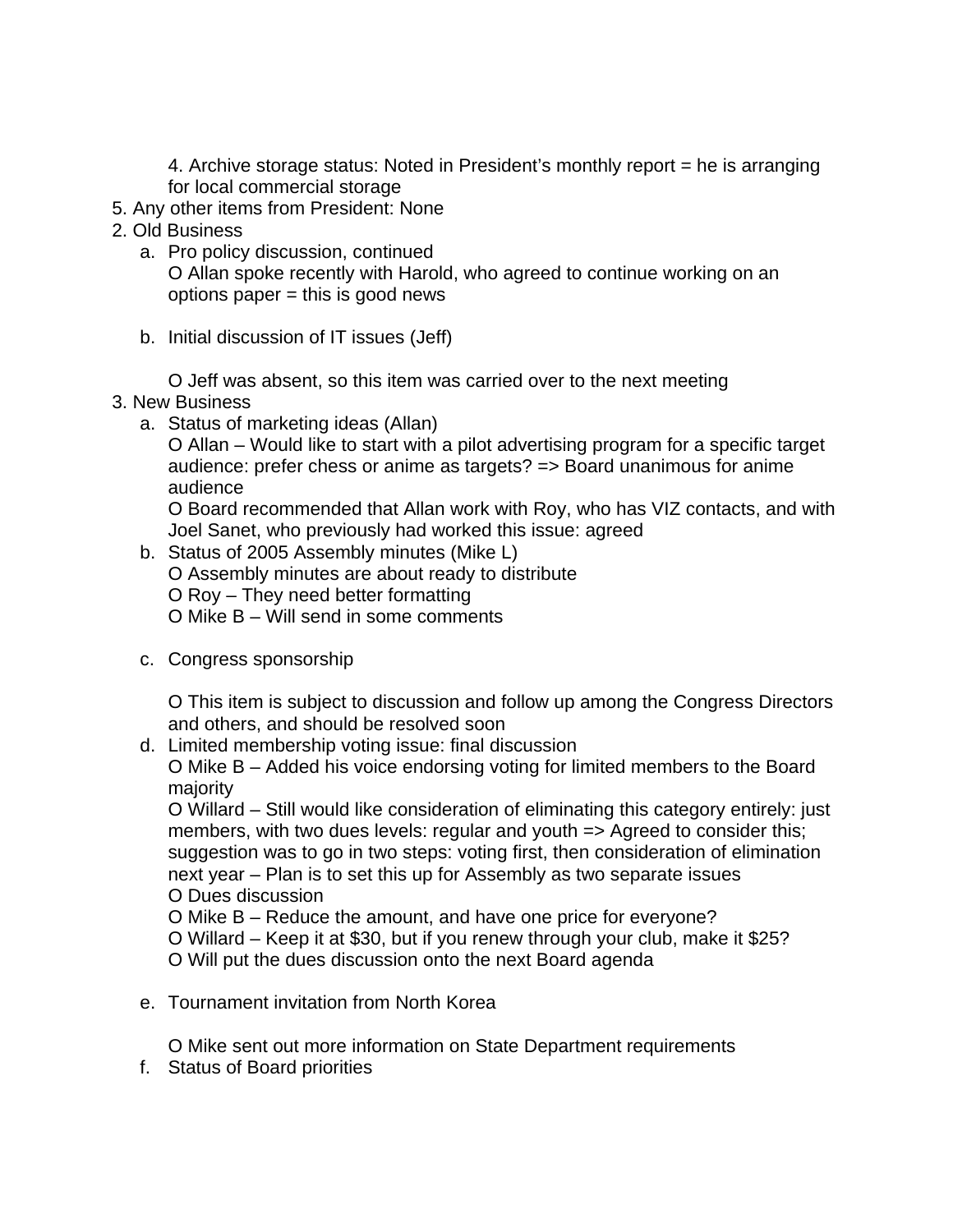4. Archive storage status: Noted in President's monthly report = he is arranging for local commercial storage

5. Any other items from President: None

2. Old Business
   a. Pro policy discussion, continued
      O Allan spoke recently with Harold, who agreed to continue working on an options paper = this is good news

   b. Initial discussion of IT issues (Jeff)

      O Jeff was absent, so this item was carried over to the next meeting

3. New Business
   a. Status of marketing ideas (Allan)
      O Allan – Would like to start with a pilot advertising program for a specific target audience: prefer chess or anime as targets? => Board unanimous for anime audience
      O Board recommended that Allan work with Roy, who has VIZ contacts, and with Joel Sanet, who previously had worked this issue: agreed
   b. Status of 2005 Assembly minutes (Mike L)
      O Assembly minutes are about ready to distribute
      O Roy – They need better formatting
      O Mike B – Will send in some comments

   c. Congress sponsorship

      O This item is subject to discussion and follow up among the Congress Directors and others, and should be resolved soon
   d. Limited membership voting issue: final discussion
      O Mike B – Added his voice endorsing voting for limited members to the Board majority
      O Willard – Still would like consideration of eliminating this category entirely: just members, with two dues levels: regular and youth => Agreed to consider this; suggestion was to go in two steps: voting first, then consideration of elimination next year – Plan is to set this up for Assembly as two separate issues
      O Dues discussion
      O Mike B – Reduce the amount, and have one price for everyone?
      O Willard – Keep it at $30, but if you renew through your club, make it $25?
      O Will put the dues discussion onto the next Board agenda

   e. Tournament invitation from North Korea

      O Mike sent out more information on State Department requirements
   f. Status of Board priorities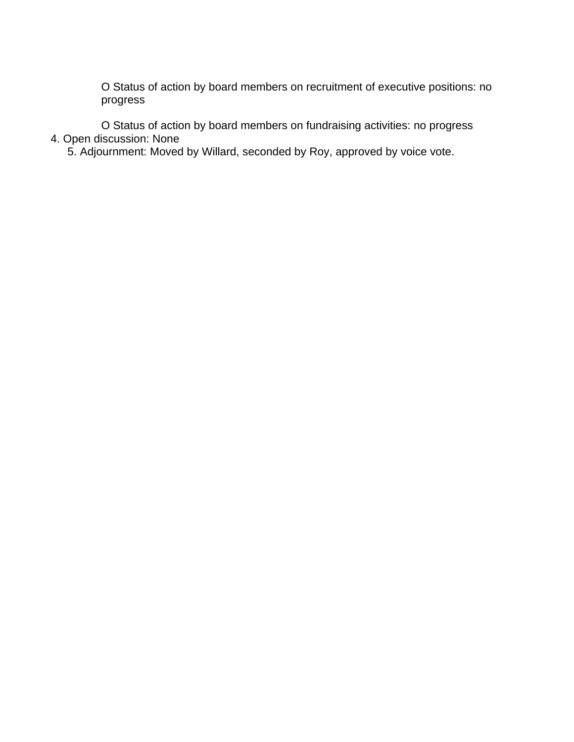- O Status of action by board members on recruitment of executive positions: no progress

- O Status of action by board members on fundraising activities: no progress

4. Open discussion: None
5. Adjournment: Moved by Willard, seconded by Roy, approved by voice vote.